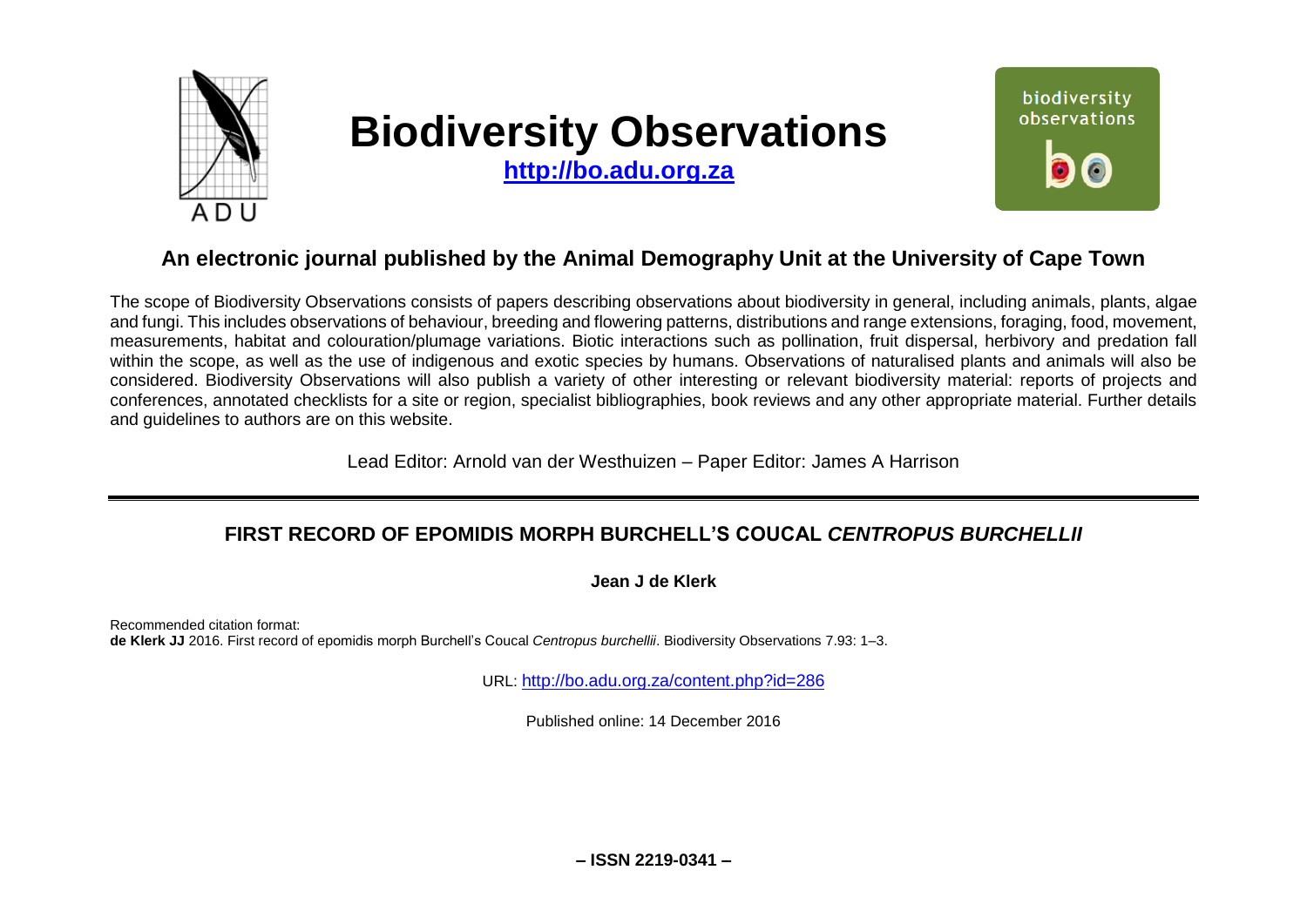# Biodiversity Observations

**http://bo.adu.org.za**

## An electronic journal published by the Animal Demography Unit at the University of Cape Town

The scope of Biodiversity Observations consists of papers describing observations about biodiversity in general, including animals, plants, algae and fungi. This includes observations of behaviour, breeding and flowering patterns, distributions and range extensions, foraging, food, movement, measurements, habitat and colouration/plumage variations. Biotic interactions such as pollination, fruit dispersal, herbivory and predation fall within the scope, as well as the use of indigenous and exotic species by humans. Observations of naturalised plants and animals will also be considered. Biodiversity Observations will also publish a variety of other interesting or relevant biodiversity material: reports of projects and conferences, annotated checklists for a site or region, specialist bibliographies, book reviews and any other appropriate material. Further details and guidelines to authors are on this website.

Lead Editor: Arnold van der Westhuizen – Paper Editor: James A Harrison

---

## FIRST RECORD OF EPOMIDIS MORPH BURCHELL'S COUCAL *CENTROPUS BURCHELLII*

**Jean J de Klerk**

Recommended citation format:
**de Klerk JJ** 2016. First record of epomidis morph Burchell's Coucal *Centropus burchellii*. Biodiversity Observations 7.93: 1–3.

URL: http://bo.adu.org.za/content.php?id=286

Published online: 14 December 2016

**– ISSN 2219-0341 –**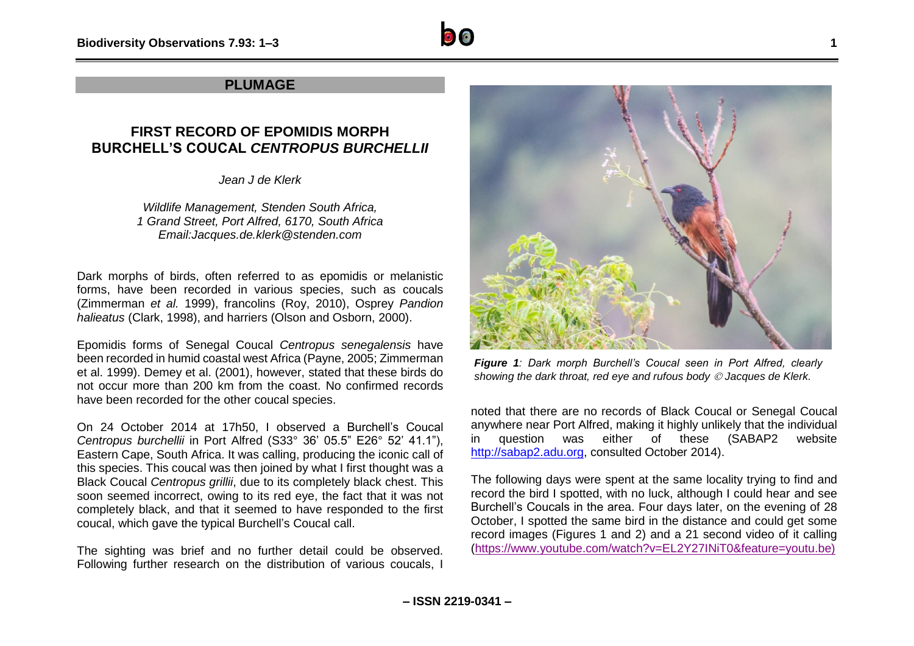## PLUMAGE

# FIRST RECORD OF EPOMIDIS MORPH BURCHELL'S COUCAL *CENTROPUS BURCHELLII*

*Jean J de Klerk*

*Wildlife Management, Stenden South Africa, 1 Grand Street, Port Alfred, 6170, South Africa Email:Jacques.de.klerk@stenden.com*

Dark morphs of birds, often referred to as epomidis or melanistic forms, have been recorded in various species, such as coucals (Zimmerman *et al.* 1999), francolins (Roy, 2010), Osprey *Pandion halieatus* (Clark, 1998), and harriers (Olson and Osborn, 2000).

Epomidis forms of Senegal Coucal *Centropus senegalensis* have been recorded in humid coastal west Africa (Payne, 2005; Zimmerman et al. 1999). Demey et al. (2001), however, stated that these birds do not occur more than 200 km from the coast. No confirmed records have been recorded for the other coucal species.

On 24 October 2014 at 17h50, I observed a Burchell's Coucal *Centropus burchellii* in Port Alfred (S33° 36' 05.5" E26° 52' 41.1"), Eastern Cape, South Africa. It was calling, producing the iconic call of this species. This coucal was then joined by what I first thought was a Black Coucal *Centropus grillii*, due to its completely black chest. This soon seemed incorrect, owing to its red eye, the fact that it was not completely black, and that it seemed to have responded to the first coucal, which gave the typical Burchell's Coucal call.

The sighting was brief and no further detail could be observed. Following further research on the distribution of various coucals, I noted that there are no records of Black Coucal or Senegal Coucal anywhere near Port Alfred, making it highly unlikely that the individual in question was either of these (SABAP2 website http://sabap2.adu.org, consulted October 2014).

***Figure 1***: *Dark morph Burchell's Coucal seen in Port Alfred, clearly showing the dark throat, red eye and rufous body © Jacques de Klerk.*

The following days were spent at the same locality trying to find and record the bird I spotted, with no luck, although I could hear and see Burchell's Coucals in the area. Four days later, on the evening of 28 October, I spotted the same bird in the distance and could get some record images (Figures 1 and 2) and a 21 second video of it calling (https://www.youtube.com/watch?v=EL2Y27INiT0&feature=youtu.be)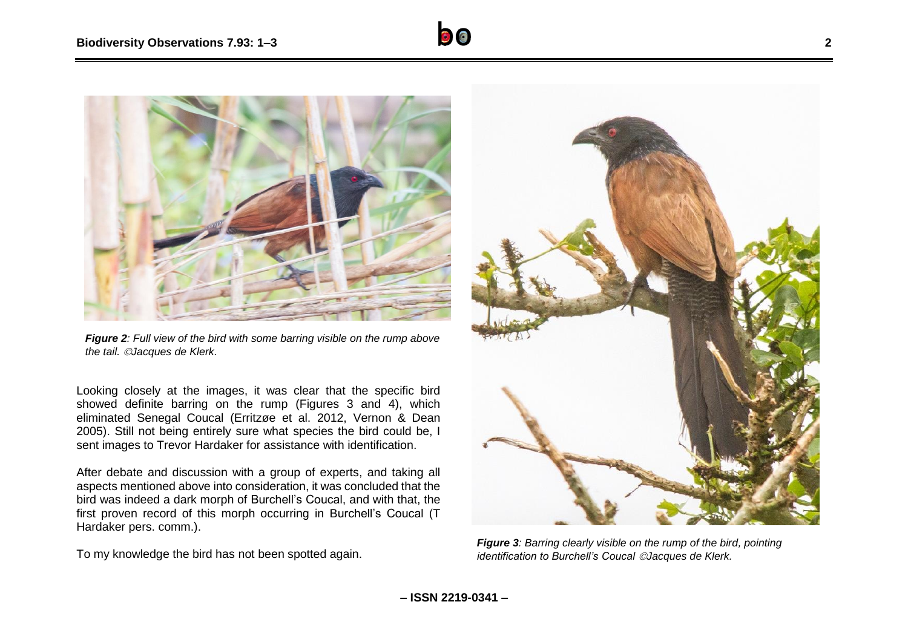*Figure 2: Full view of the bird with some barring visible on the rump above the tail. ©Jacques de Klerk.*

Looking closely at the images, it was clear that the specific bird showed definite barring on the rump (Figures 3 and 4), which eliminated Senegal Coucal (Erritzøe et al. 2012, Vernon & Dean 2005). Still not being entirely sure what species the bird could be, I sent images to Trevor Hardaker for assistance with identification.

After debate and discussion with a group of experts, and taking all aspects mentioned above into consideration, it was concluded that the bird was indeed a dark morph of Burchell's Coucal, and with that, the first proven record of this morph occurring in Burchell's Coucal (T Hardaker pers. comm.).

To my knowledge the bird has not been spotted again.

*Figure 3: Barring clearly visible on the rump of the bird, pointing identification to Burchell's Coucal ©Jacques de Klerk.*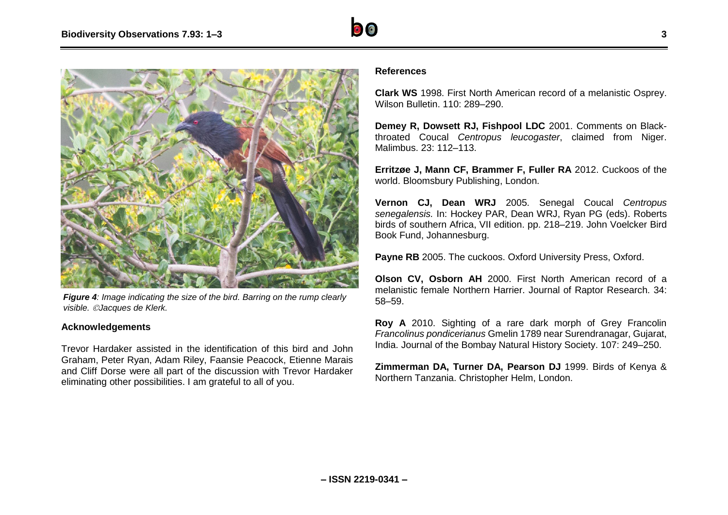*Figure 4*: *Image indicating the size of the bird. Barring on the rump clearly visible. ©Jacques de Klerk.*

### Acknowledgements

Trevor Hardaker assisted in the identification of this bird and John Graham, Peter Ryan, Adam Riley, Faansie Peacock, Etienne Marais and Cliff Dorse were all part of the discussion with Trevor Hardaker eliminating other possibilities. I am grateful to all of you.

### References

**Clark WS** 1998. First North American record of a melanistic Osprey. Wilson Bulletin. 110: 289–290.

**Demey R, Dowsett RJ, Fishpool LDC** 2001. Comments on Black-throated Coucal *Centropus leucogaster*, claimed from Niger. Malimbus. 23: 112–113.

**Erritzøe J, Mann CF, Brammer F, Fuller RA** 2012. Cuckoos of the world. Bloomsbury Publishing, London.

**Vernon CJ, Dean WRJ** 2005. Senegal Coucal *Centropus senegalensis.* In: Hockey PAR, Dean WRJ, Ryan PG (eds). Roberts birds of southern Africa, VII edition. pp. 218–219. John Voelcker Bird Book Fund, Johannesburg.

**Payne RB** 2005. The cuckoos. Oxford University Press, Oxford.

**Olson CV, Osborn AH** 2000. First North American record of a melanistic female Northern Harrier. Journal of Raptor Research. 34: 58–59.

**Roy A** 2010. Sighting of a rare dark morph of Grey Francolin *Francolinus pondicerianus* Gmelin 1789 near Surendranagar, Gujarat, India. Journal of the Bombay Natural History Society. 107: 249–250.

**Zimmerman DA, Turner DA, Pearson DJ** 1999. Birds of Kenya & Northern Tanzania. Christopher Helm, London.

– ISSN 2219-0341 –